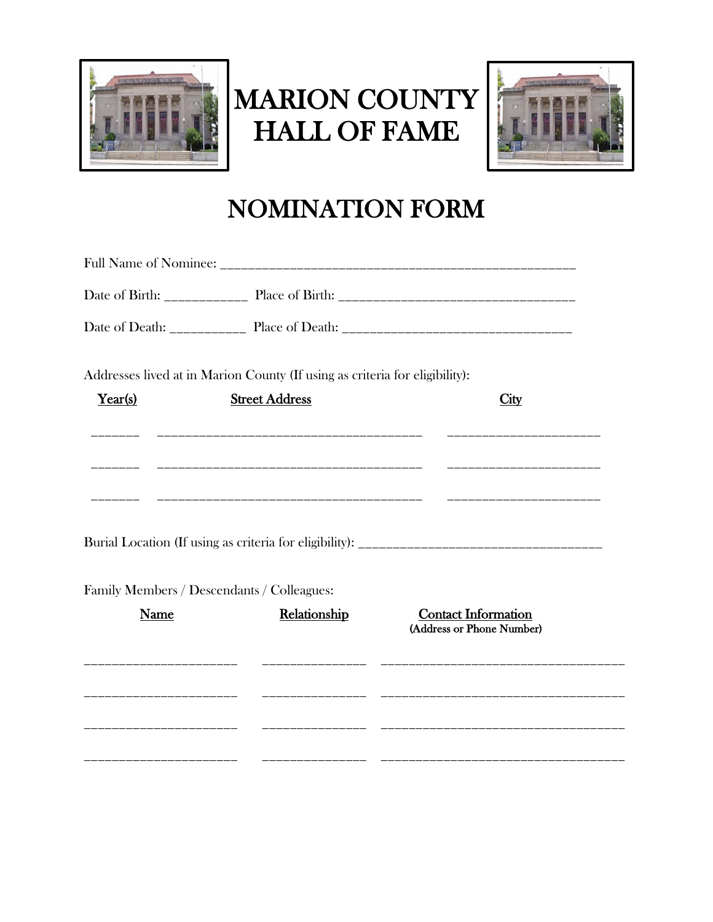# MARION COUNTY HALL OF FAME

## NOMINATION FORM

Full Name of Nominee: ___________________________________________________

Date of Birth: ____________ Place of Birth: ___________________________________

Date of Death: ___________ Place of Death: __________________________________

Addresses lived at in Marion County (If using as criteria for eligibility):

| Year(s) | Street Address | City |
| --- | --- | --- |
| _______ | ______________________________________ | ______________________ |
| _______ | ______________________________________ | ______________________ |
| _______ | ______________________________________ | ______________________ |

Burial Location (If using as criteria for eligibility): ___________________________________

Family Members / Descendants / Colleagues:

| Name | Relationship | Contact Information (Address or Phone Number) |
| --- | --- | --- |
| ______________________ | _______________ | ___________________________________ |
| ______________________ | _______________ | ___________________________________ |
| ______________________ | _______________ | ___________________________________ |
| ______________________ | _______________ | ___________________________________ |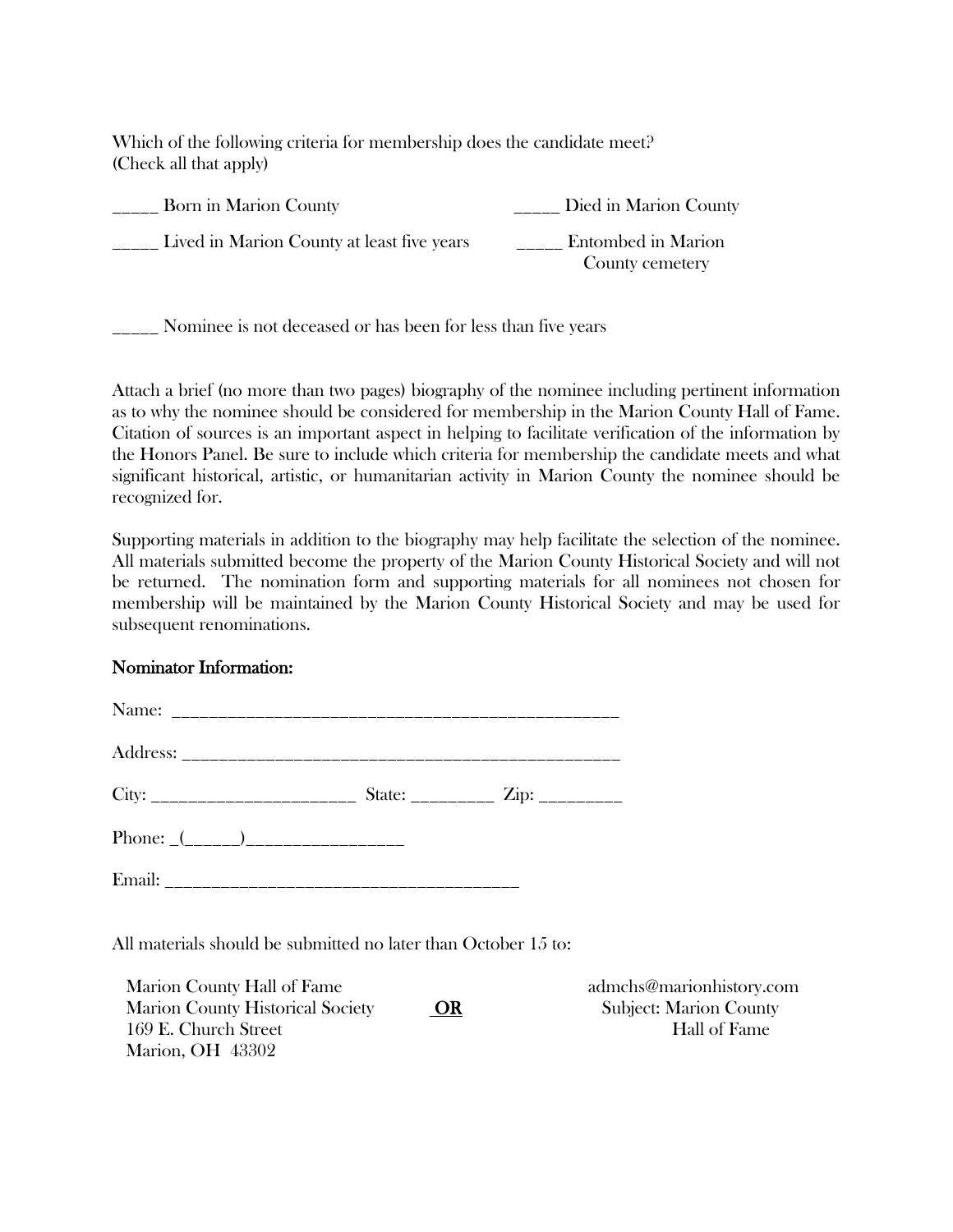Which of the following criteria for membership does the candidate meet?
(Check all that apply)

_____ Born in Marion County

_____ Died in Marion County

_____ Lived in Marion County at least five years

_____ Entombed in Marion County cemetery

_____ Nominee is not deceased or has been for less than five years

Attach a brief (no more than two pages) biography of the nominee including pertinent information as to why the nominee should be considered for membership in the Marion County Hall of Fame. Citation of sources is an important aspect in helping to facilitate verification of the information by the Honors Panel. Be sure to include which criteria for membership the candidate meets and what significant historical, artistic, or humanitarian activity in Marion County the nominee should be recognized for.

Supporting materials in addition to the biography may help facilitate the selection of the nominee. All materials submitted become the property of the Marion County Historical Society and will not be returned. The nomination form and supporting materials for all nominees not chosen for membership will be maintained by the Marion County Historical Society and may be used for subsequent renominations.

**Nominator Information:**

Name: _______________________________________________

Address: _____________________________________________

City: ______________________ State: _________ Zip: _________

Phone: _(______)_________________

Email: ______________________________________

All materials should be submitted no later than October 15 to:

Marion County Hall of Fame
Marion County Historical Society
169 E. Church Street
Marion, OH 43302

**OR**

admchs@marionhistory.com
Subject: Marion County Hall of Fame